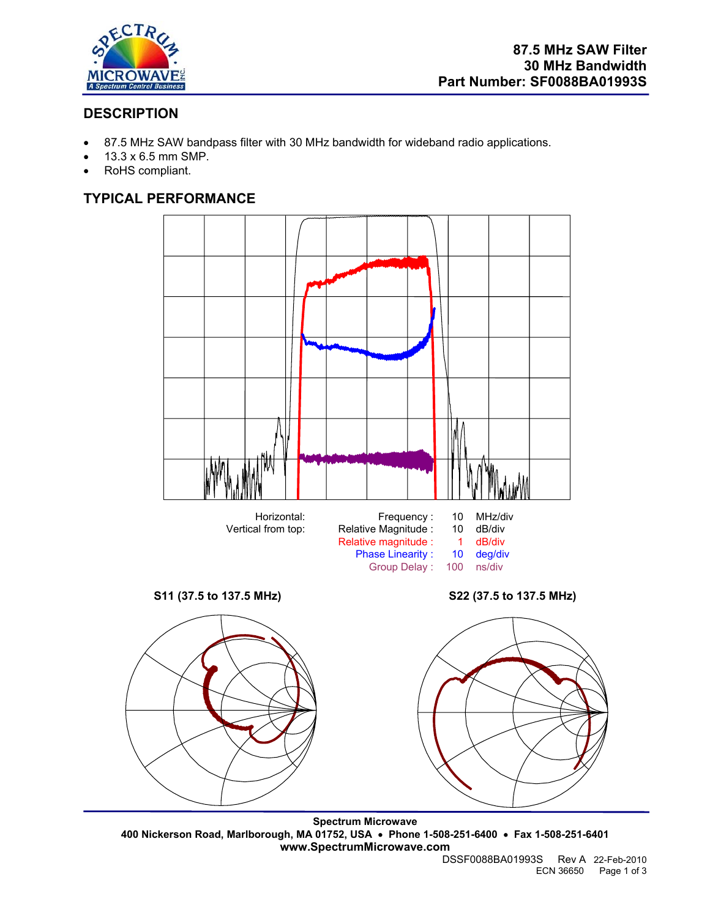# 87.5 MHz SAW Filter
# 30 MHz Bandwidth
# Part Number: SF0088BA01993S

## DESCRIPTION

- 87.5 MHz SAW bandpass filter with 30 MHz bandwidth for wideband radio applications.
- 13.3 x 6.5 mm SMP.
- RoHS compliant.

## TYPICAL PERFORMANCE

| | | | |
|---|---|---|---|
| Horizontal: | Frequency : | 10 | MHz/div |
| Vertical from top: | Relative Magnitude : | 10 | dB/div |
| | Relative magnitude : | 1 | dB/div |
| | Phase Linearity : | 10 | deg/div |
| | Group Delay : | 100 | ns/div |

**S11 (37.5 to 137.5 MHz)**

**S22 (37.5 to 137.5 MHz)**

**Spectrum Microwave**
**400 Nickerson Road, Marlborough, MA 01752, USA • Phone 1-508-251-6400 • Fax 1-508-251-6401**
**www.SpectrumMicrowave.com**

DSSF0088BA01993S Rev A 22-Feb-2010
ECN 36650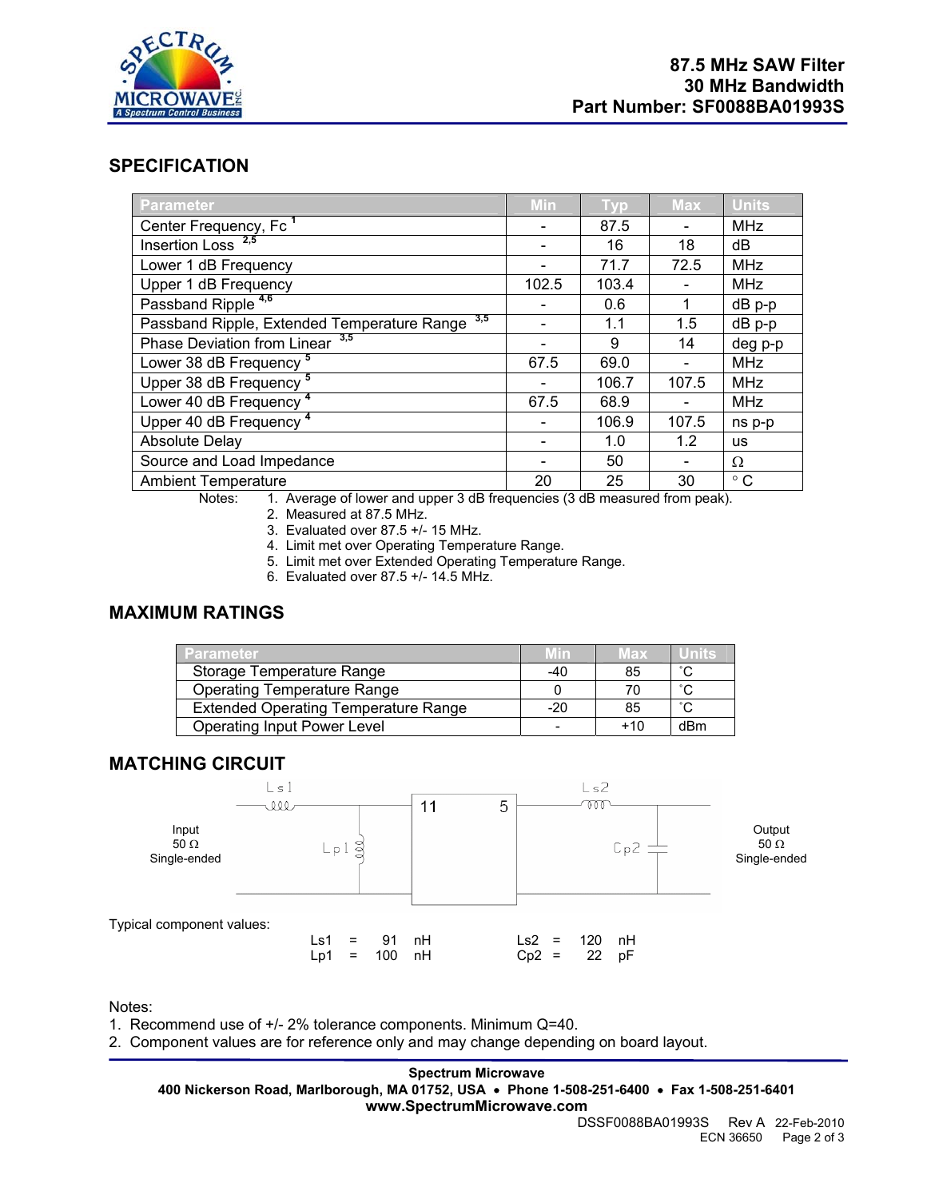**87.5 MHz SAW Filter**
**30 MHz Bandwidth**
**Part Number: SF0088BA01993S**

## SPECIFICATION

| Parameter | Min | Typ | Max | Units |
|---|---|---|---|---|
| Center Frequency, Fc [1] | - | 87.5 | - | MHz |
| Insertion Loss [2,5] | - | 16 | 18 | dB |
| Lower 1 dB Frequency | - | 71.7 | 72.5 | MHz |
| Upper 1 dB Frequency | 102.5 | 103.4 | - | MHz |
| Passband Ripple [4,6] | - | 0.6 | 1 | dB p-p |
| Passband Ripple, Extended Temperature Range [3,5] | - | 1.1 | 1.5 | dB p-p |
| Phase Deviation from Linear [3,5] | - | 9 | 14 | deg p-p |
| Lower 38 dB Frequency [5] | 67.5 | 69.0 | - | MHz |
| Upper 38 dB Frequency [5] | - | 106.7 | 107.5 | MHz |
| Lower 40 dB Frequency [4] | 67.5 | 68.9 | - | MHz |
| Upper 40 dB Frequency [4] | - | 106.9 | 107.5 | ns p-p |
| Absolute Delay | - | 1.0 | 1.2 | us |
| Source and Load Impedance | - | 50 | - | Ω |
| Ambient Temperature | 20 | 25 | 30 | ° C |

Notes:
1. Average of lower and upper 3 dB frequencies (3 dB measured from peak).
2. Measured at 87.5 MHz.
3. Evaluated over 87.5 +/- 15 MHz.
4. Limit met over Operating Temperature Range.
5. Limit met over Extended Operating Temperature Range.
6. Evaluated over 87.5 +/- 14.5 MHz.

## MAXIMUM RATINGS

| Parameter | Min | Max | Units |
|---|---|---|---|
| Storage Temperature Range | -40 | 85 | ˚C |
| Operating Temperature Range | 0 | 70 | ˚C |
| Extended Operating Temperature Range | -20 | 85 | ˚C |
| Operating Input Power Level | - | +10 | dBm |

## MATCHING CIRCUIT

Input 50 Ω Single-ended — Ls1, Lp1 — 11 [filter] 5 — Ls2, Cp2 — Output 50 Ω Single-ended

Typical component values:

| | | | | | | | |
|---|---|---|---|---|---|---|---|
| Ls1 | = | 91 | nH | Ls2 | = | 120 | nH |
| Lp1 | = | 100 | nH | Cp2 | = | 22 | pF |

Notes:
1. Recommend use of +/- 2% tolerance components. Minimum Q=40.
2. Component values are for reference only and may change depending on board layout.

**Spectrum Microwave**
**400 Nickerson Road, Marlborough, MA 01752, USA • Phone 1-508-251-6400 • Fax 1-508-251-6401**
**www.SpectrumMicrowave.com**

DSSF0088BA01993S Rev A 22-Feb-2010
ECN 36650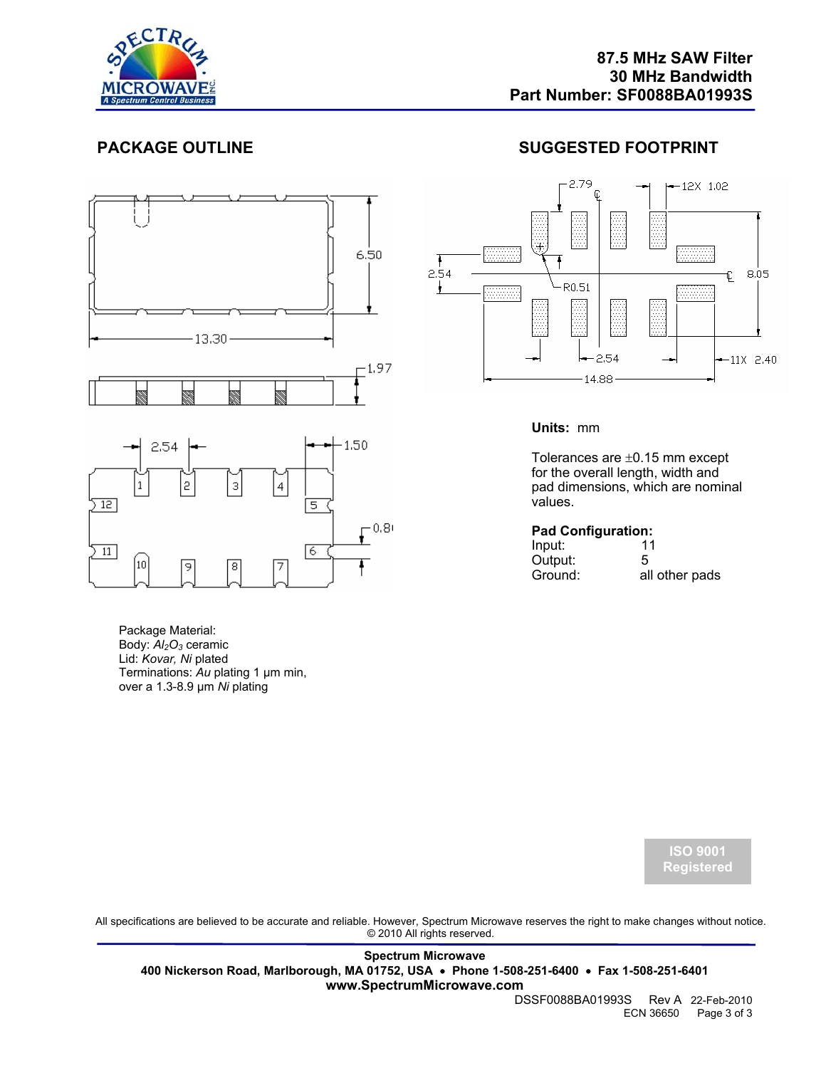# 87.5 MHz SAW Filter
## 30 MHz Bandwidth
## Part Number: SF0088BA01993S

## PACKAGE OUTLINE

6.50
13.30
1.97
2.54
1.50
0.81
1
2
3
4
12
5
11
6
10
9
8
7

Package Material:
Body: $Al_2O_3$ ceramic
Lid: *Kovar, Ni* plated
Terminations: *Au* plating 1 µm min, over a 1.3-8.9 µm *Ni* plating

## SUGGESTED FOOTPRINT

2.79
12X 1.02
2.54
R0.51
8.05
2.54
11X 2.40
14.88

**Units:** mm

Tolerances are ±0.15 mm except for the overall length, width and pad dimensions, which are nominal values.

**Pad Configuration:**

| | |
|---|---|
| Input: | 11 |
| Output: | 5 |
| Ground: | all other pads |

ISO 9001 Registered

All specifications are believed to be accurate and reliable. However, Spectrum Microwave reserves the right to make changes without notice.
© 2010 All rights reserved.

**Spectrum Microwave**
**400 Nickerson Road, Marlborough, MA 01752, USA • Phone 1-508-251-6400 • Fax 1-508-251-6401**
**www.SpectrumMicrowave.com**

DSSF0088BA01993S Rev A 22-Feb-2010
ECN 36650